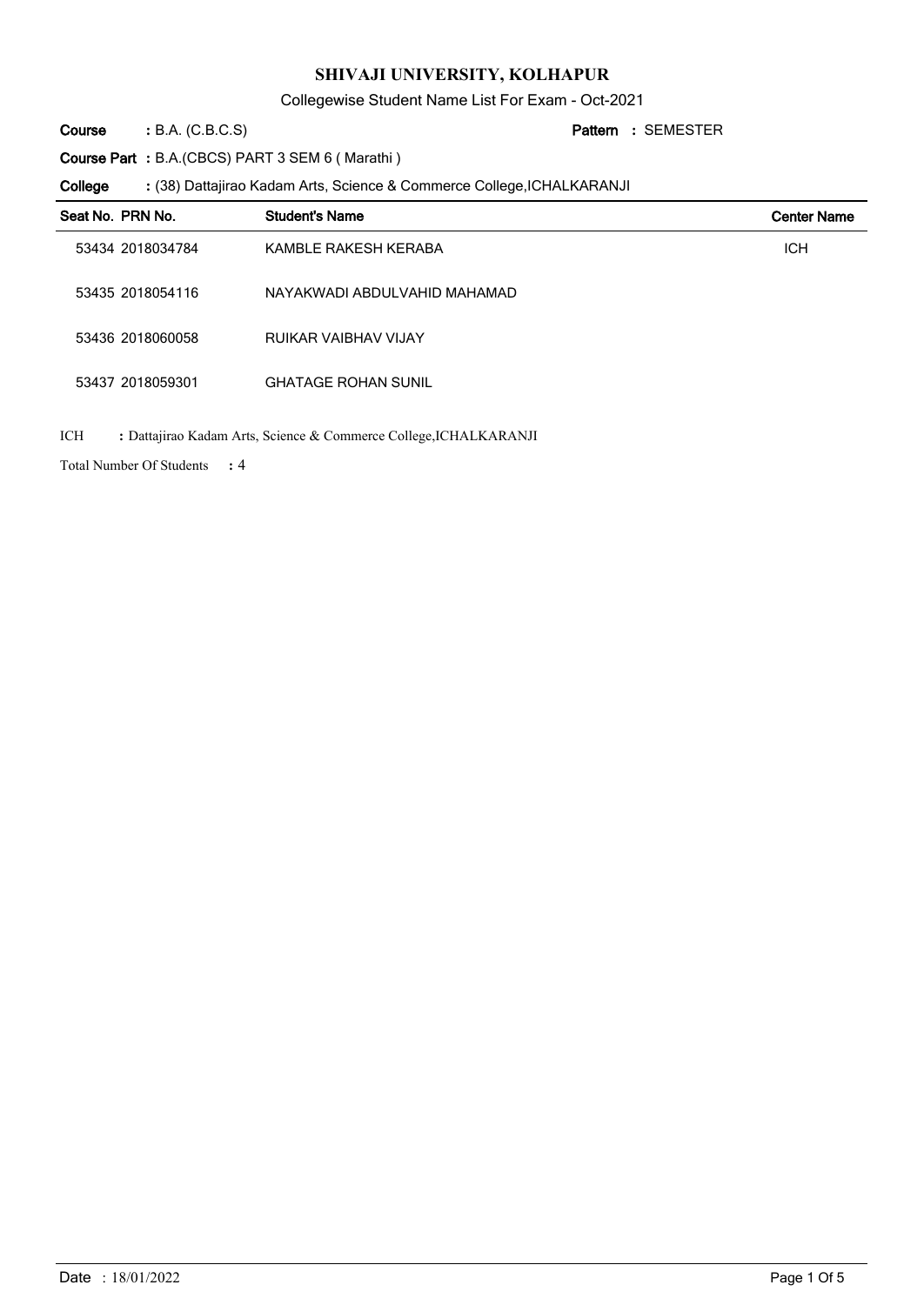# SHIVAJI UNIVERSITY, KOLHAPUR

Collegewise Student Name List For Exam - Oct-2021

**Course** : B.A. (C.B.C.S) **Pattern** : SEMESTER

**Course Part** : B.A.(CBCS) PART 3 SEM 6 ( Marathi )

**College** : (38) Dattajirao Kadam Arts, Science & Commerce College,ICHALKARANJI

| Seat No. | PRN No. | Student's Name | Center Name |
|---|---|---|---|
| 53434 | 2018034784 | KAMBLE RAKESH KERABA | ICH |
| 53435 | 2018054116 | NAYAKWADI ABDULVAHID MAHAMAD | |
| 53436 | 2018060058 | RUIKAR VAIBHAV VIJAY | |
| 53437 | 2018059301 | GHATAGE ROHAN SUNIL | |

ICH : Dattajirao Kadam Arts, Science & Commerce College,ICHALKARANJI

Total Number Of Students : 4

Date : 18/01/2022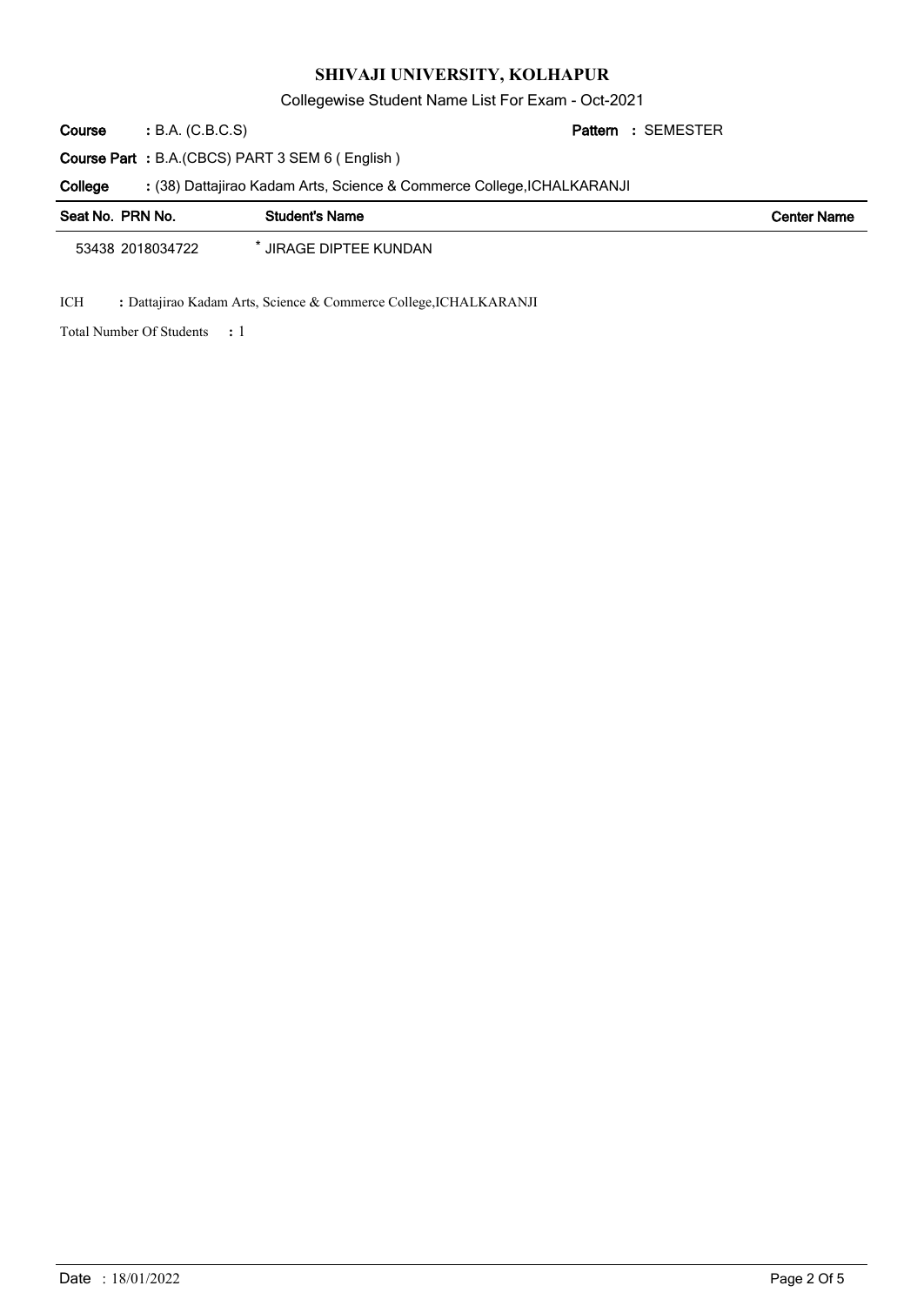# SHIVAJI UNIVERSITY, KOLHAPUR

Collegewise Student Name List For Exam - Oct-2021

**Course** : B.A. (C.B.C.S) **Pattern** : SEMESTER

**Course Part** : B.A.(CBCS) PART 3 SEM 6 ( English )

**College** : (38) Dattajirao Kadam Arts, Science & Commerce College,ICHALKARANJI

| Seat No. | PRN No. | Student's Name | Center Name |
|---|---|---|---|
| 53438 | 2018034722 | * JIRAGE DIPTEE KUNDAN | |

ICH : Dattajirao Kadam Arts, Science & Commerce College,ICHALKARANJI

Total Number Of Students : 1

Date : 18/01/2022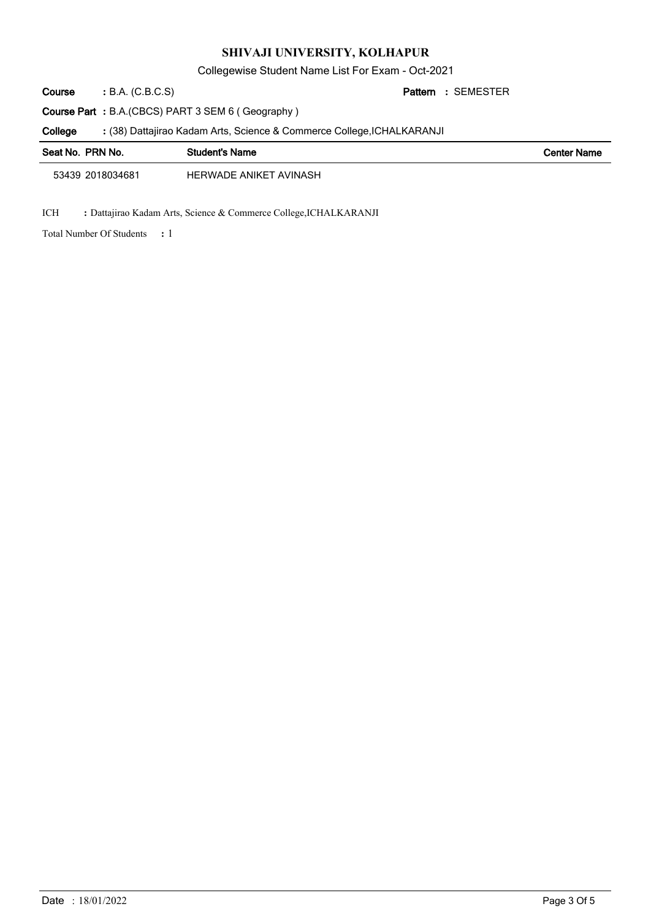# SHIVAJI UNIVERSITY, KOLHAPUR

Collegewise Student Name List For Exam - Oct-2021

**Course** : B.A. (C.B.C.S) **Pattern** : SEMESTER

**Course Part** : B.A.(CBCS) PART 3 SEM 6 ( Geography )

**College** : (38) Dattajirao Kadam Arts, Science & Commerce College,ICHALKARANJI

| Seat No. | PRN No. | Student's Name | Center Name |
|---|---|---|---|
| 53439 | 2018034681 | HERWADE ANIKET AVINASH | |

ICH : Dattajirao Kadam Arts, Science & Commerce College,ICHALKARANJI

Total Number Of Students : 1

Date : 18/01/2022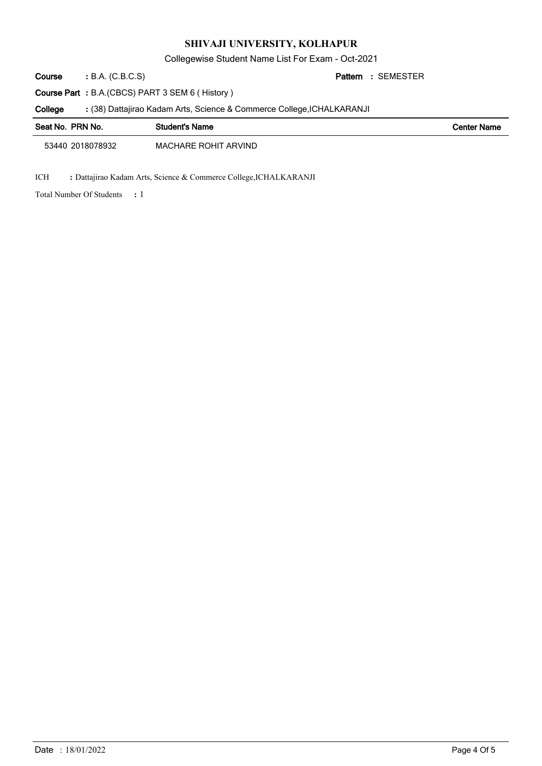# SHIVAJI UNIVERSITY, KOLHAPUR

Collegewise Student Name List For Exam - Oct-2021

**Course** : B.A. (C.B.C.S) **Pattern** : SEMESTER

**Course Part** : B.A.(CBCS) PART 3 SEM 6 ( History )

**College** : (38) Dattajirao Kadam Arts, Science & Commerce College,ICHALKARANJI

| Seat No. | PRN No. | Student's Name | Center Name |
|---|---|---|---|
| 53440 | 2018078932 | MACHARE ROHIT ARVIND | |

ICH : Dattajirao Kadam Arts, Science & Commerce College,ICHALKARANJI

Total Number Of Students : 1

Date : 18/01/2022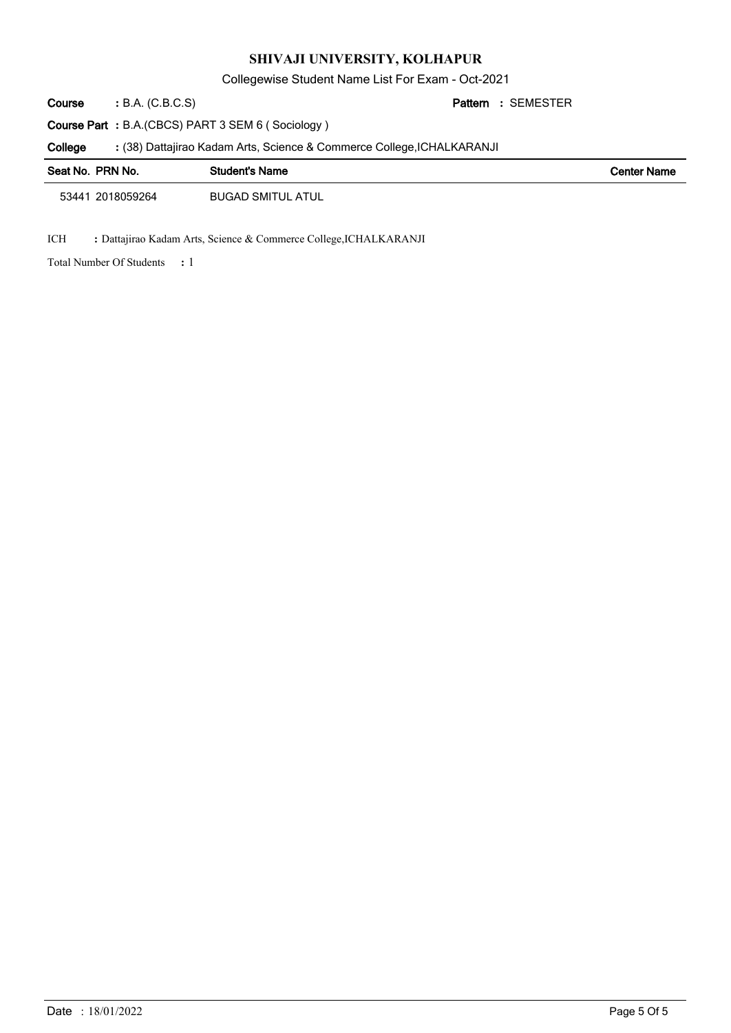# SHIVAJI UNIVERSITY, KOLHAPUR

Collegewise Student Name List For Exam - Oct-2021

**Course** : B.A. (C.B.C.S) **Pattern** : SEMESTER

**Course Part** : B.A.(CBCS) PART 3 SEM 6 ( Sociology )

**College** : (38) Dattajirao Kadam Arts, Science & Commerce College,ICHALKARANJI

| Seat No. | PRN No. | Student's Name | Center Name |
|---|---|---|---|
| 53441 | 2018059264 | BUGAD SMITUL ATUL | |

ICH : Dattajirao Kadam Arts, Science & Commerce College,ICHALKARANJI

Total Number Of Students : 1

Date : 18/01/2022